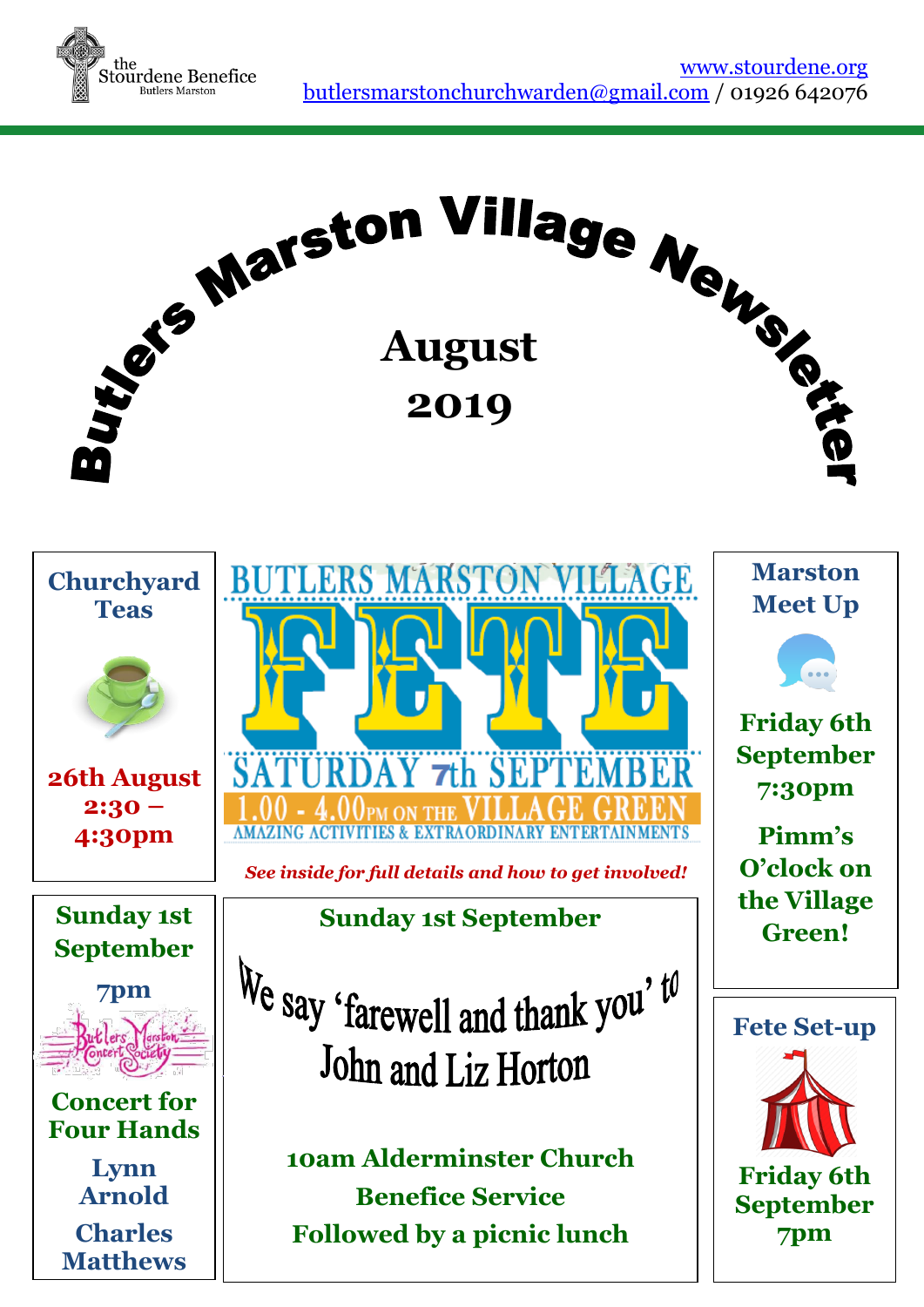the Stourdene Benefice
Butlers Marston

www.stourdene.org
butlersmarstonchurchwarden@gmail.com / 01926 642076

# Butlers Marston Village Newsletter

## August 2019

### Churchyard Teas

**26th August**
**2:30 – 4:30pm**

### BUTLERS MARSTON VILLAGE FETE

**SATURDAY 7th SEPTEMBER**

**1.00 - 4.00PM ON THE VILLAGE GREEN**

AMAZING ACTIVITIES & EXTRAORDINARY ENTERTAINMENTS

***See inside for full details and how to get involved!***

### Marston Meet Up

**Friday 6th September**
**7:30pm**

**Pimm's O'clock on the Village Green!**

### Sunday 1st September

**7pm**

Butlers Marston Concert Society

**Concert for Four Hands**

**Lynn Arnold**

**Charles Matthews**

### Sunday 1st September

We say 'farewell and thank you' to John and Liz Horton

**10am Alderminster Church Benefice Service**
**Followed by a picnic lunch**

### Fete Set-up

**Friday 6th September**
**7pm**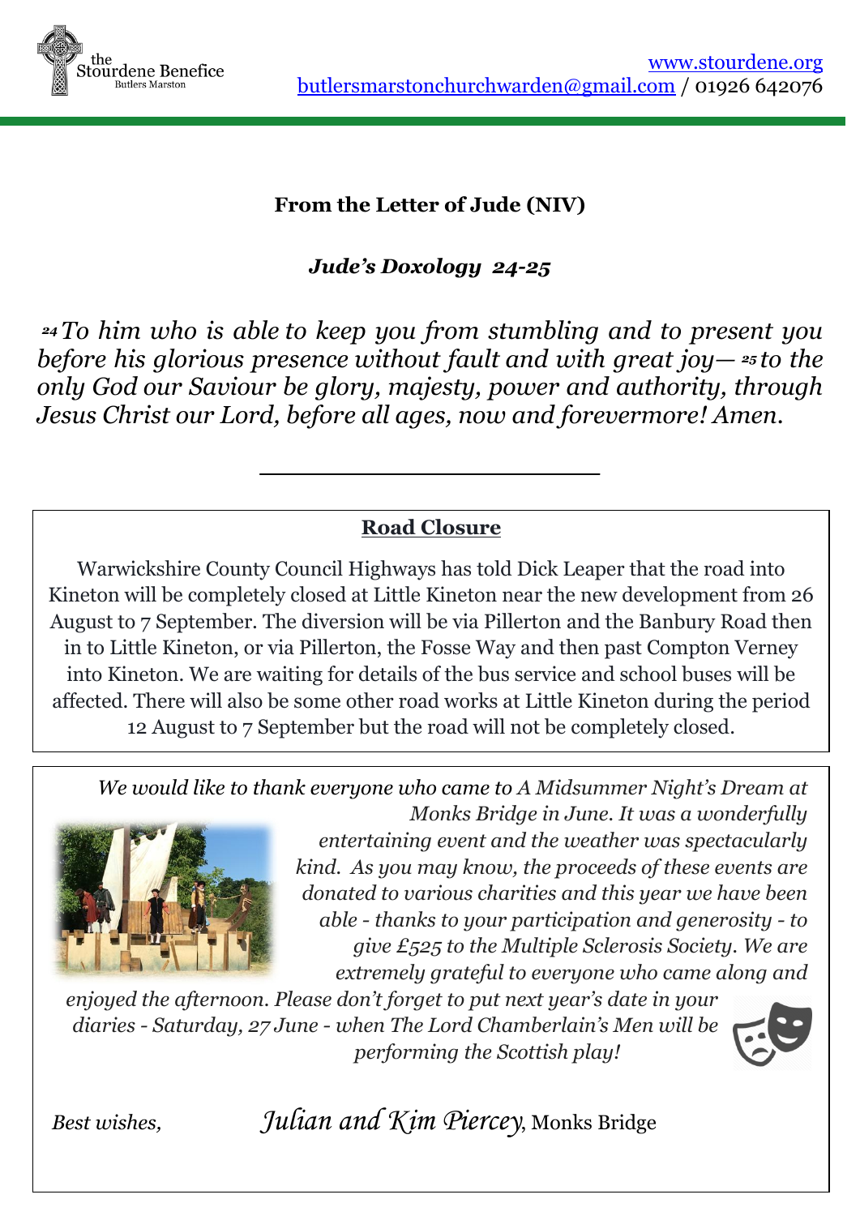the Stourdene Benefice
Butlers Marston

www.stourdene.org
butlersmarstonchurchwarden@gmail.com / 01926 642076

**From the Letter of Jude (NIV)**

***Jude's Doxology 24-25***

*24 To him who is able to keep you from stumbling and to present you before his glorious presence without fault and with great joy— 25 to the only God our Saviour be glory, majesty, power and authority, through Jesus Christ our Lord, before all ages, now and forevermore! Amen.*

---

## Road Closure

Warwickshire County Council Highways has told Dick Leaper that the road into Kineton will be completely closed at Little Kineton near the new development from 26 August to 7 September. The diversion will be via Pillerton and the Banbury Road then in to Little Kineton, or via Pillerton, the Fosse Way and then past Compton Verney into Kineton. We are waiting for details of the bus service and school buses will be affected. There will also be some other road works at Little Kineton during the period 12 August to 7 September but the road will not be completely closed.

*We would like to thank everyone who came to A Midsummer Night's Dream at Monks Bridge in June. It was a wonderfully entertaining event and the weather was spectacularly kind. As you may know, the proceeds of these events are donated to various charities and this year we have been able - thanks to your participation and generosity - to give £525 to the Multiple Sclerosis Society. We are extremely grateful to everyone who came along and enjoyed the afternoon. Please don't forget to put next year's date in your diaries - Saturday, 27 June - when The Lord Chamberlain's Men will be performing the Scottish play!*

*Best wives,* — *Best wishes,* *Julian and Kim Piercey*, Monks Bridge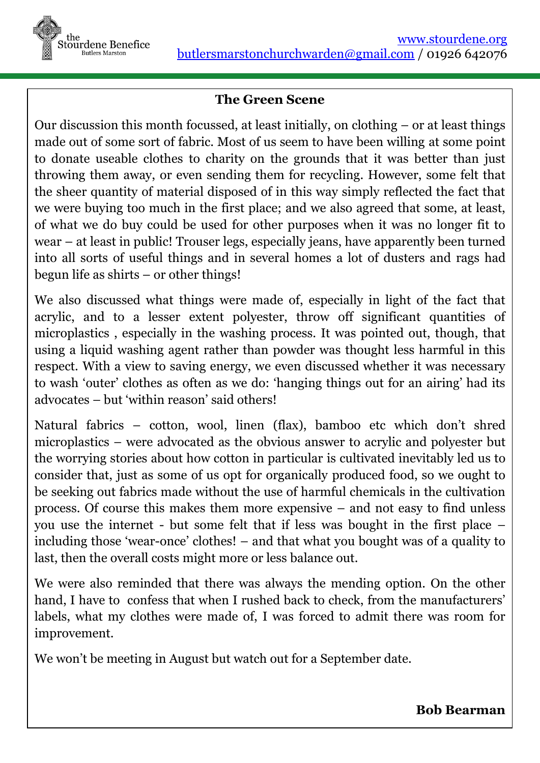## The Green Scene

Our discussion this month focussed, at least initially, on clothing – or at least things made out of some sort of fabric. Most of us seem to have been willing at some point to donate useable clothes to charity on the grounds that it was better than just throwing them away, or even sending them for recycling. However, some felt that the sheer quantity of material disposed of in this way simply reflected the fact that we were buying too much in the first place; and we also agreed that some, at least, of what we do buy could be used for other purposes when it was no longer fit to wear – at least in public! Trouser legs, especially jeans, have apparently been turned into all sorts of useful things and in several homes a lot of dusters and rags had begun life as shirts – or other things!

We also discussed what things were made of, especially in light of the fact that acrylic, and to a lesser extent polyester, throw off significant quantities of microplastics , especially in the washing process. It was pointed out, though, that using a liquid washing agent rather than powder was thought less harmful in this respect. With a view to saving energy, we even discussed whether it was necessary to wash 'outer' clothes as often as we do: 'hanging things out for an airing' had its advocates – but 'within reason' said others!

Natural fabrics – cotton, wool, linen (flax), bamboo etc which don't shred microplastics – were advocated as the obvious answer to acrylic and polyester but the worrying stories about how cotton in particular is cultivated inevitably led us to consider that, just as some of us opt for organically produced food, so we ought to be seeking out fabrics made without the use of harmful chemicals in the cultivation process. Of course this makes them more expensive – and not easy to find unless you use the internet - but some felt that if less was bought in the first place – including those 'wear-once' clothes! – and that what you bought was of a quality to last, then the overall costs might more or less balance out.

We were also reminded that there was always the mending option. On the other hand, I have to confess that when I rushed back to check, from the manufacturers' labels, what my clothes were made of, I was forced to admit there was room for improvement.

We won't be meeting in August but watch out for a September date.

**Bob Bearman**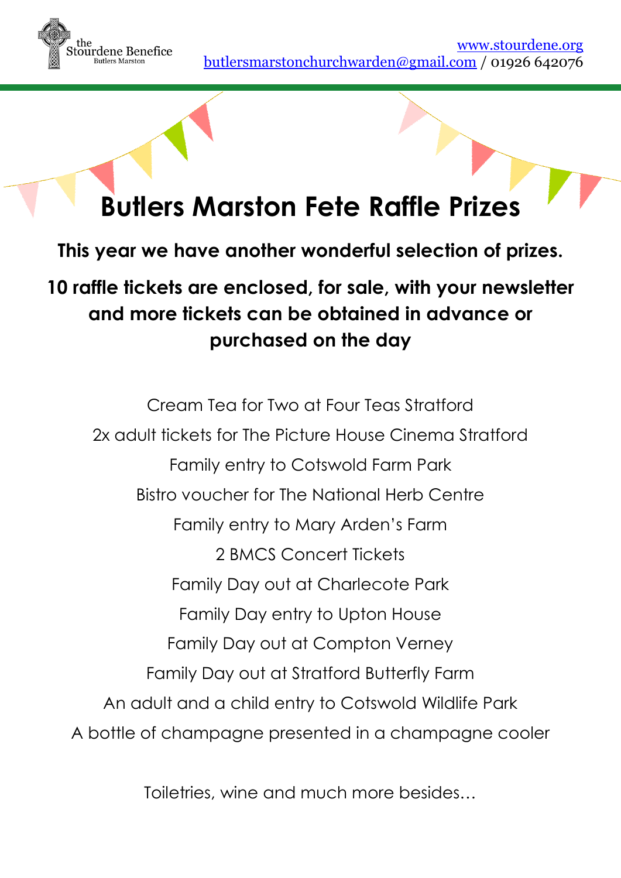the Stourdene Benefice
Butlers Marston

www.stourdene.org
butlersmarstonchurchwarden@gmail.com / 01926 642076

# Butlers Marston Fete Raffle Prizes

**This year we have another wonderful selection of prizes.**

**10 raffle tickets are enclosed, for sale, with your newsletter and more tickets can be obtained in advance or purchased on the day**

Cream Tea for Two at Four Teas Stratford
2x adult tickets for The Picture House Cinema Stratford
Family entry to Cotswold Farm Park
Bistro voucher for The National Herb Centre
Family entry to Mary Arden's Farm
2 BMCS Concert Tickets
Family Day out at Charlecote Park
Family Day entry to Upton House
Family Day out at Compton Verney
Family Day out at Stratford Butterfly Farm
An adult and a child entry to Cotswold Wildlife Park
A bottle of champagne presented in a champagne cooler

Toiletries, wine and much more besides…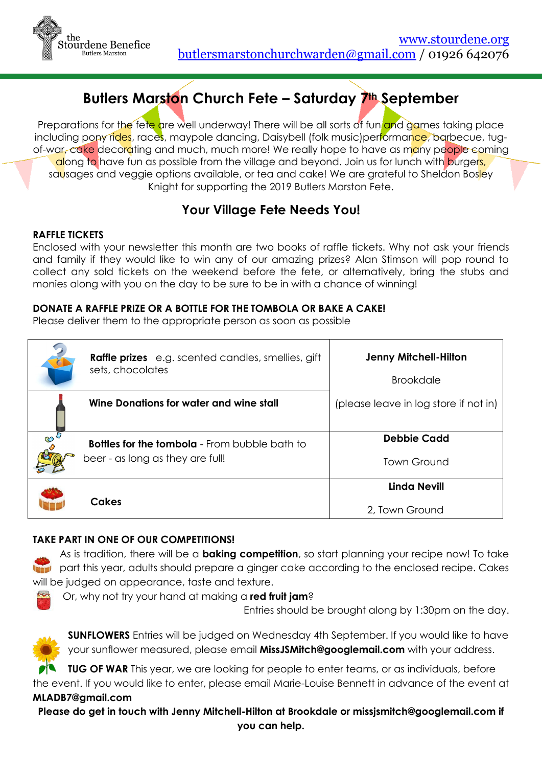the Stourdene Benefice
Butlers Marston

www.stourdene.org
butlersmarstonchurchwarden@gmail.com / 01926 642076

# Butlers Marston Church Fete – Saturday 7th September

Preparations for the fete are well underway! There will be all sorts of fun and games taking place including pony rides, races, maypole dancing, Daisybell (folk music)performance, barbecue, tug-of-war, cake decorating and much, much more! We really hope to have as many people coming along to have fun as possible from the village and beyond. Join us for lunch with burgers, sausages and veggie options available, or tea and cake! We are grateful to Sheldon Bosley Knight for supporting the 2019 Butlers Marston Fete.

## Your Village Fete Needs You!

**RAFFLE TICKETS**

Enclosed with your newsletter this month are two books of raffle tickets. Why not ask your friends and family if they would like to win any of our amazing prizes? Alan Stimson will pop round to collect any sold tickets on the weekend before the fete, or alternatively, bring the stubs and monies along with you on the day to be sure to be in with a chance of winning!

**DONATE A RAFFLE PRIZE OR A BOTTLE FOR THE TOMBOLA OR BAKE A CAKE!**

Please deliver them to the appropriate person as soon as possible

| Item | Contact |
|---|---|
| **Raffle prizes** e.g. scented candles, smellies, gift sets, chocolates | **Jenny Mitchell-Hilton**<br>Brookdale<br>(please leave in log store if not in) |
| **Wine Donations for water and wine stall** | |
| **Bottles for the tombola** - From bubble bath to beer - as long as they are full! | **Debbie Cadd**<br>Town Ground |
| **Cakes** | **Linda Nevill**<br>2, Town Ground |

**TAKE PART IN ONE OF OUR COMPETITIONS!**

As is tradition, there will be a **baking competition**, so start planning your recipe now! To take part this year, adults should prepare a ginger cake according to the enclosed recipe. Cakes will be judged on appearance, taste and texture.

Or, why not try your hand at making a **red fruit jam**?

Entries should be brought along by 1:30pm on the day.

**SUNFLOWERS** Entries will be judged on Wednesday 4th September. If you would like to have your sunflower measured, please email **MissJSMitch@googlemail.com** with your address.

**TUG OF WAR** This year, we are looking for people to enter teams, or as individuals, before the event. If you would like to enter, please email Marie-Louise Bennett in advance of the event at **MLADB7@gmail.com**

**Please do get in touch with Jenny Mitchell-Hilton at Brookdale or missjsmitch@googlemail.com if you can help.**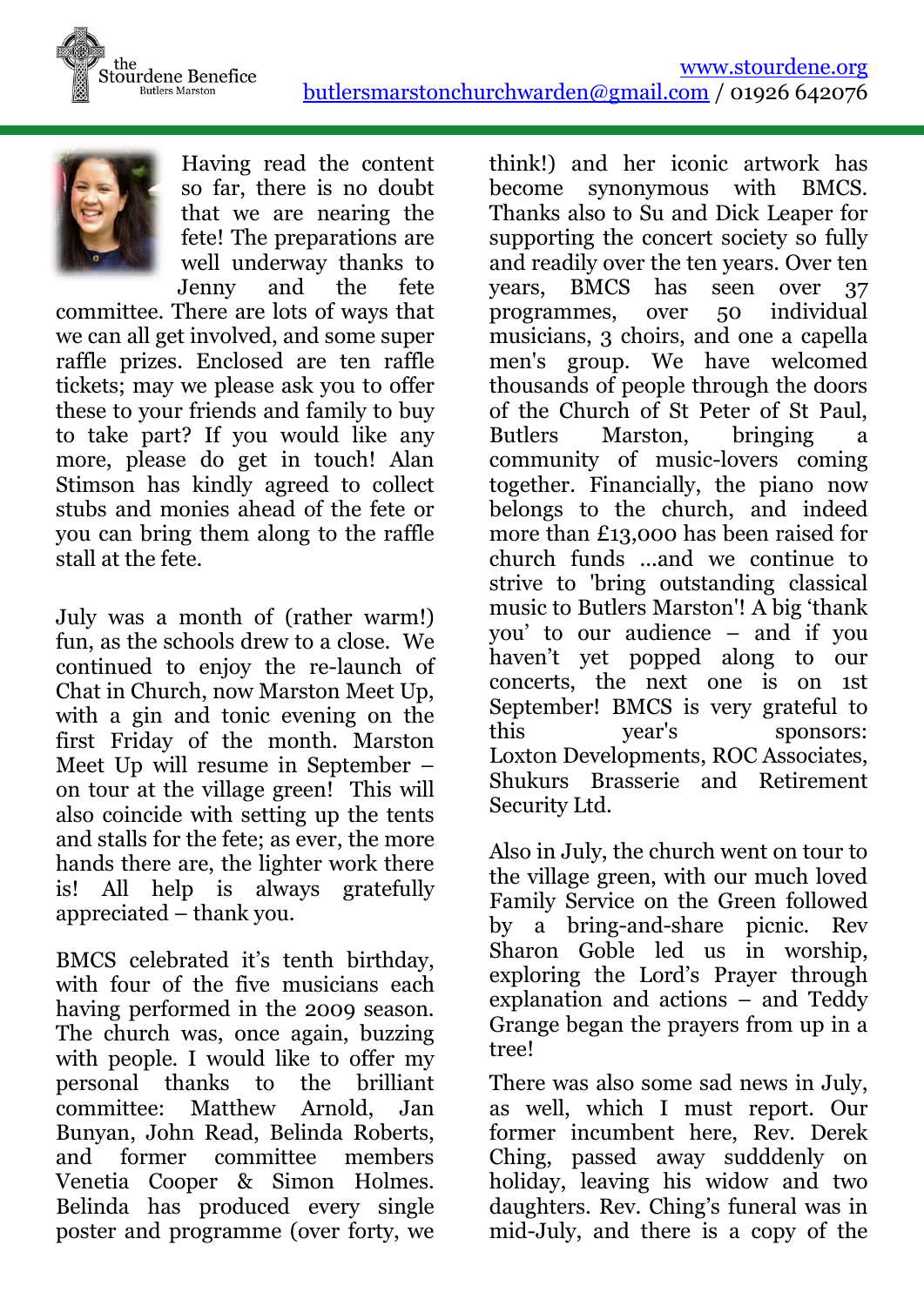Having read the content so far, there is no doubt that we are nearing the fete! The preparations are well underway thanks to Jenny and the fete committee. There are lots of ways that we can all get involved, and some super raffle prizes. Enclosed are ten raffle tickets; may we please ask you to offer these to your friends and family to buy to take part? If you would like any more, please do get in touch! Alan Stimson has kindly agreed to collect stubs and monies ahead of the fete or you can bring them along to the raffle stall at the fete.

July was a month of (rather warm!) fun, as the schools drew to a close. We continued to enjoy the re-launch of Chat in Church, now Marston Meet Up, with a gin and tonic evening on the first Friday of the month. Marston Meet Up will resume in September – on tour at the village green! This will also coincide with setting up the tents and stalls for the fete; as ever, the more hands there are, the lighter work there is! All help is always gratefully appreciated – thank you.

BMCS celebrated it's tenth birthday, with four of the five musicians each having performed in the 2009 season. The church was, once again, buzzing with people. I would like to offer my personal thanks to the brilliant committee: Matthew Arnold, Jan Bunyan, John Read, Belinda Roberts, and former committee members Venetia Cooper & Simon Holmes. Belinda has produced every single poster and programme (over forty, we think!) and her iconic artwork has become synonymous with BMCS. Thanks also to Su and Dick Leaper for supporting the concert society so fully and readily over the ten years. Over ten years, BMCS has seen over 37 programmes, over 50 individual musicians, 3 choirs, and one a capella men's group. We have welcomed thousands of people through the doors of the Church of St Peter of St Paul, Butlers Marston, bringing a community of music-lovers coming together. Financially, the piano now belongs to the church, and indeed more than £13,000 has been raised for church funds ...and we continue to strive to 'bring outstanding classical music to Butlers Marston'! A big 'thank you' to our audience – and if you haven't yet popped along to our concerts, the next one is on 1st September! BMCS is very grateful to this year's sponsors: Loxton Developments, ROC Associates, Shukurs Brasserie and Retirement Security Ltd.

Also in July, the church went on tour to the village green, with our much loved Family Service on the Green followed by a bring-and-share picnic. Rev Sharon Goble led us in worship, exploring the Lord's Prayer through explanation and actions – and Teddy Grange began the prayers from up in a tree!

There was also some sad news in July, as well, which I must report. Our former incumbent here, Rev. Derek Ching, passed away sudddenly on holiday, leaving his widow and two daughters. Rev. Ching's funeral was in mid-July, and there is a copy of the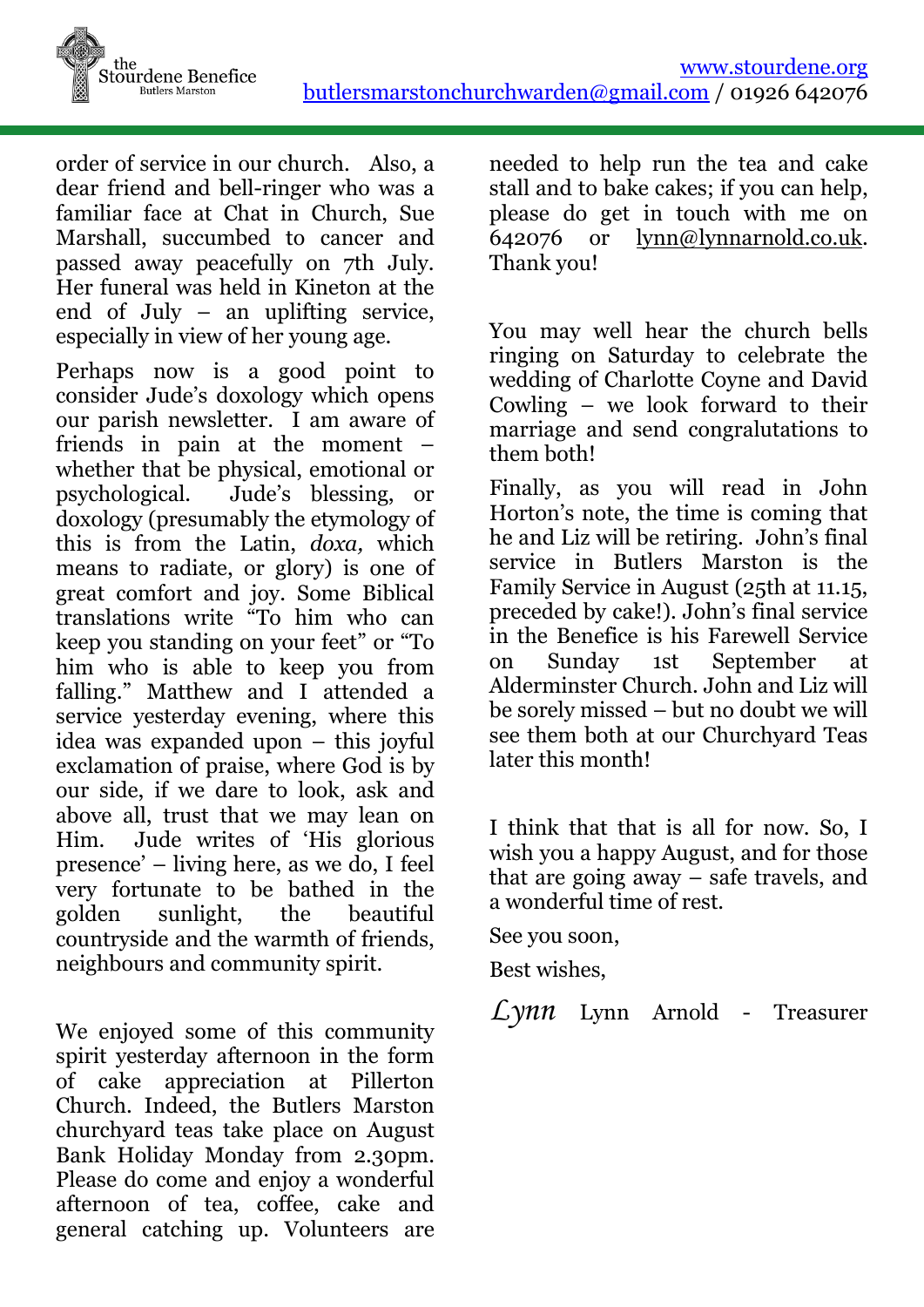order of service in our church. Also, a dear friend and bell-ringer who was a familiar face at Chat in Church, Sue Marshall, succumbed to cancer and passed away peacefully on 7th July. Her funeral was held in Kineton at the end of July – an uplifting service, especially in view of her young age.

Perhaps now is a good point to consider Jude's doxology which opens our parish newsletter. I am aware of friends in pain at the moment – whether that be physical, emotional or psychological. Jude's blessing, or doxology (presumably the etymology of this is from the Latin, *doxa,* which means to radiate, or glory) is one of great comfort and joy. Some Biblical translations write "To him who can keep you standing on your feet" or "To him who is able to keep you from falling." Matthew and I attended a service yesterday evening, where this idea was expanded upon – this joyful exclamation of praise, where God is by our side, if we dare to look, ask and above all, trust that we may lean on Him. Jude writes of 'His glorious presence' – living here, as we do, I feel very fortunate to be bathed in the golden sunlight, the beautiful countryside and the warmth of friends, neighbours and community spirit.

We enjoyed some of this community spirit yesterday afternoon in the form of cake appreciation at Pillerton Church. Indeed, the Butlers Marston churchyard teas take place on August Bank Holiday Monday from 2.30pm. Please do come and enjoy a wonderful afternoon of tea, coffee, cake and general catching up. Volunteers are needed to help run the tea and cake stall and to bake cakes; if you can help, please do get in touch with me on 642076 or lynn@lynnarnold.co.uk. Thank you!

You may well hear the church bells ringing on Saturday to celebrate the wedding of Charlotte Coyne and David Cowling – we look forward to their marriage and send congratulations to them both!

Finally, as you will read in John Horton's note, the time is coming that he and Liz will be retiring. John's final service in Butlers Marston is the Family Service in August (25th at 11.15, preceded by cake!). John's final service in the Benefice is his Farewell Service on Sunday 1st September at Alderminster Church. John and Liz will be sorely missed – but no doubt we will see them both at our Churchyard Teas later this month!

I think that that is all for now. So, I wish you a happy August, and for those that are going away – safe travels, and a wonderful time of rest.

See you soon,

Best wishes,

*Lynn* Lynn Arnold - Treasurer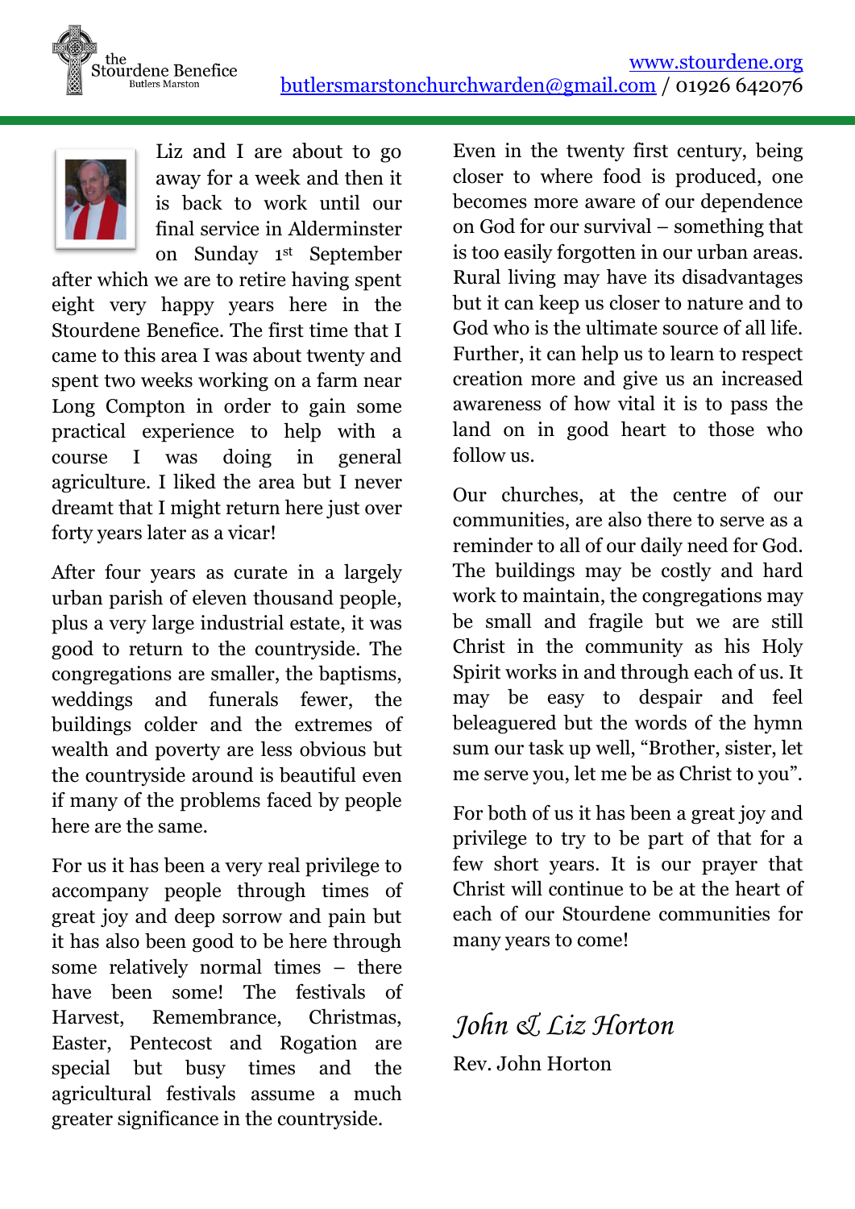the Stourdene Benefice
Butlers Marston

www.stourdene.org
butlersmarstonchurchwarden@gmail.com / 01926 642076

Liz and I are about to go away for a week and then it is back to work until our final service in Alderminster on Sunday 1st September after which we are to retire having spent eight very happy years here in the Stourdene Benefice. The first time that I came to this area I was about twenty and spent two weeks working on a farm near Long Compton in order to gain some practical experience to help with a course I was doing in general agriculture. I liked the area but I never dreamt that I might return here just over forty years later as a vicar!

After four years as curate in a largely urban parish of eleven thousand people, plus a very large industrial estate, it was good to return to the countryside. The congregations are smaller, the baptisms, weddings and funerals fewer, the buildings colder and the extremes of wealth and poverty are less obvious but the countryside around is beautiful even if many of the problems faced by people here are the same.

For us it has been a very real privilege to accompany people through times of great joy and deep sorrow and pain but it has also been good to be here through some relatively normal times – there have been some! The festivals of Harvest, Remembrance, Christmas, Easter, Pentecost and Rogation are special but busy times and the agricultural festivals assume a much greater significance in the countryside.

Even in the twenty first century, being closer to where food is produced, one becomes more aware of our dependence on God for our survival – something that is too easily forgotten in our urban areas. Rural living may have its disadvantages but it can keep us closer to nature and to God who is the ultimate source of all life. Further, it can help us to learn to respect creation more and give us an increased awareness of how vital it is to pass the land on in good heart to those who follow us.

Our churches, at the centre of our communities, are also there to serve as a reminder to all of our daily need for God. The buildings may be costly and hard work to maintain, the congregations may be small and fragile but we are still Christ in the community as his Holy Spirit works in and through each of us. It may be easy to despair and feel beleaguered but the words of the hymn sum our task up well, "Brother, sister, let me serve you, let me be as Christ to you".

For both of us it has been a great joy and privilege to try to be part of that for a few short years. It is our prayer that Christ will continue to be at the heart of each of our Stourdene communities for many years to come!

*John & Liz Horton*

Rev. John Horton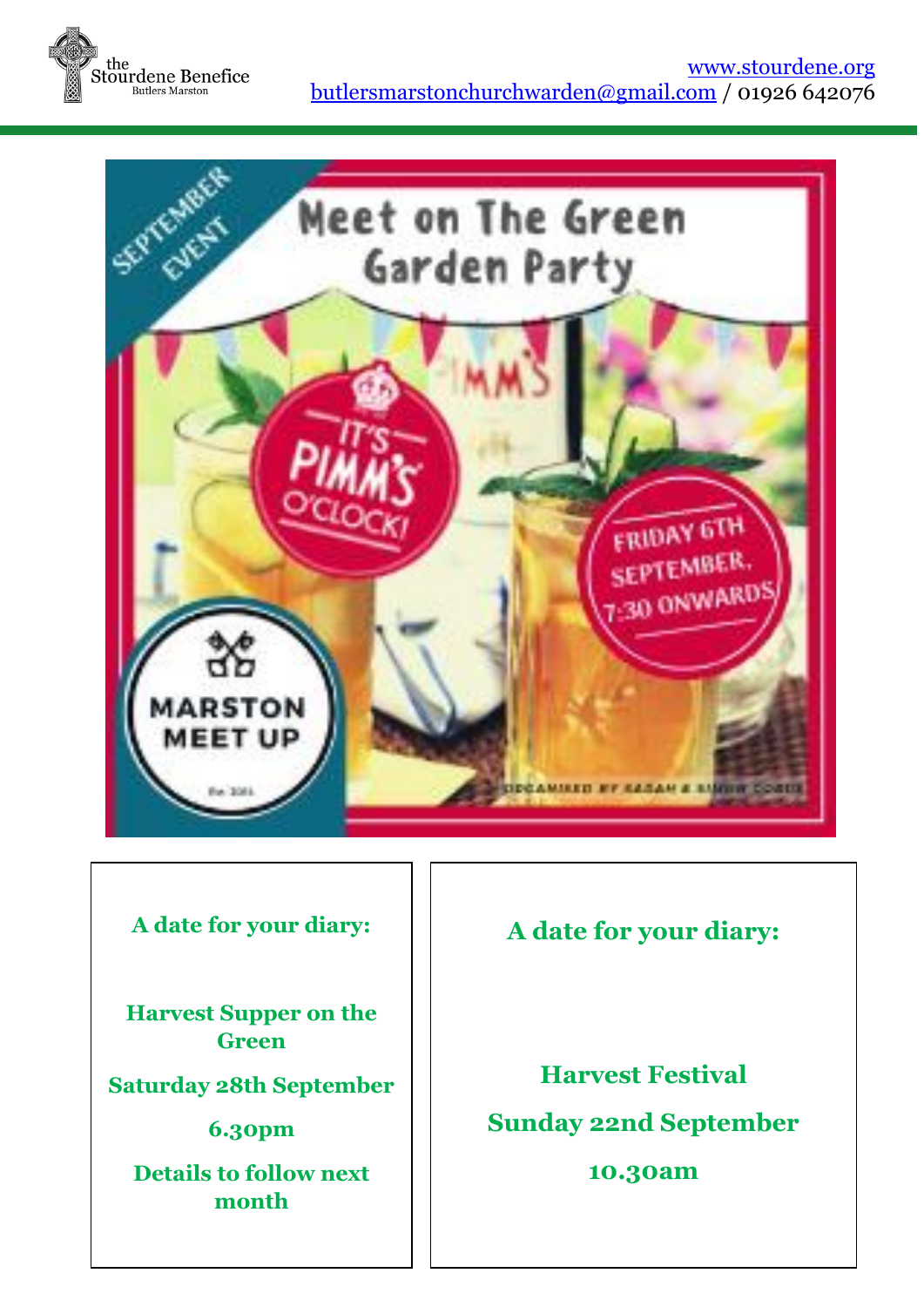# Meet on The Green Garden Party

SEPTEMBER EVENT

IT'S PIMM'S O'CLOCK!

FRIDAY 6TH SEPTEMBER, 7:30 ONWARDS

MARSTON MEET UP

ORGANISED BY SARAH & SIMON COBB

**A date for your diary:**

**Harvest Supper on the Green**

**Saturday 28th September**

**6.30pm**

**Details to follow next month**

**A date for your diary:**

**Harvest Festival**

**Sunday 22nd September**

**10.30am**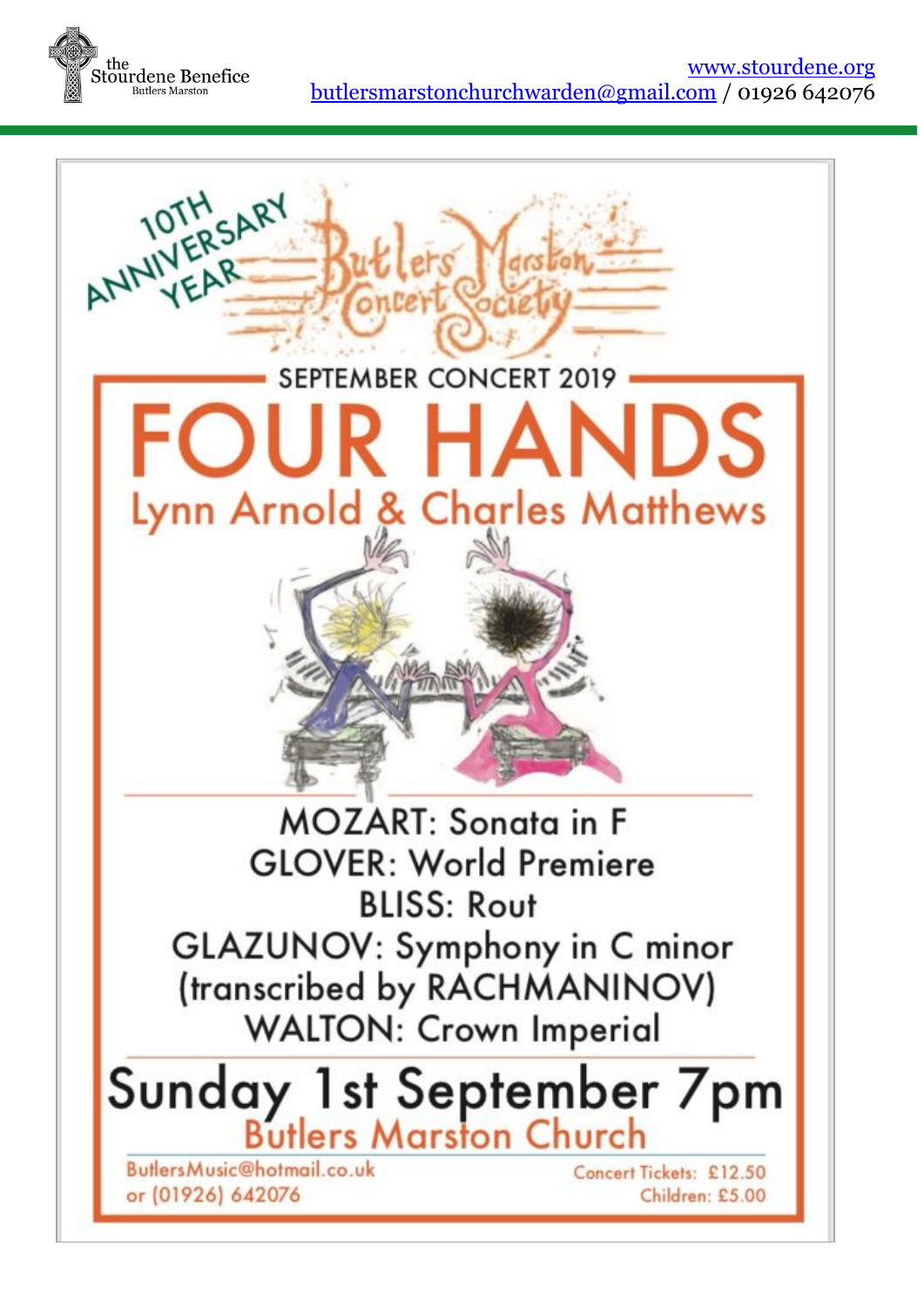10TH ANNIVERSARY YEAR

# Butlers Marston Concert Society

SEPTEMBER CONCERT 2019

# FOUR HANDS

## Lynn Arnold & Charles Matthews

MOZART: Sonata in F
GLOVER: World Premiere
BLISS: Rout
GLAZUNOV: Symphony in C minor (transcribed by RACHMANINOV)
WALTON: Crown Imperial

## Sunday 1st September 7pm

### Butlers Marston Church

ButlersMusic@hotmail.co.uk
or (01926) 642076

Concert Tickets: £12.50
Children: £5.00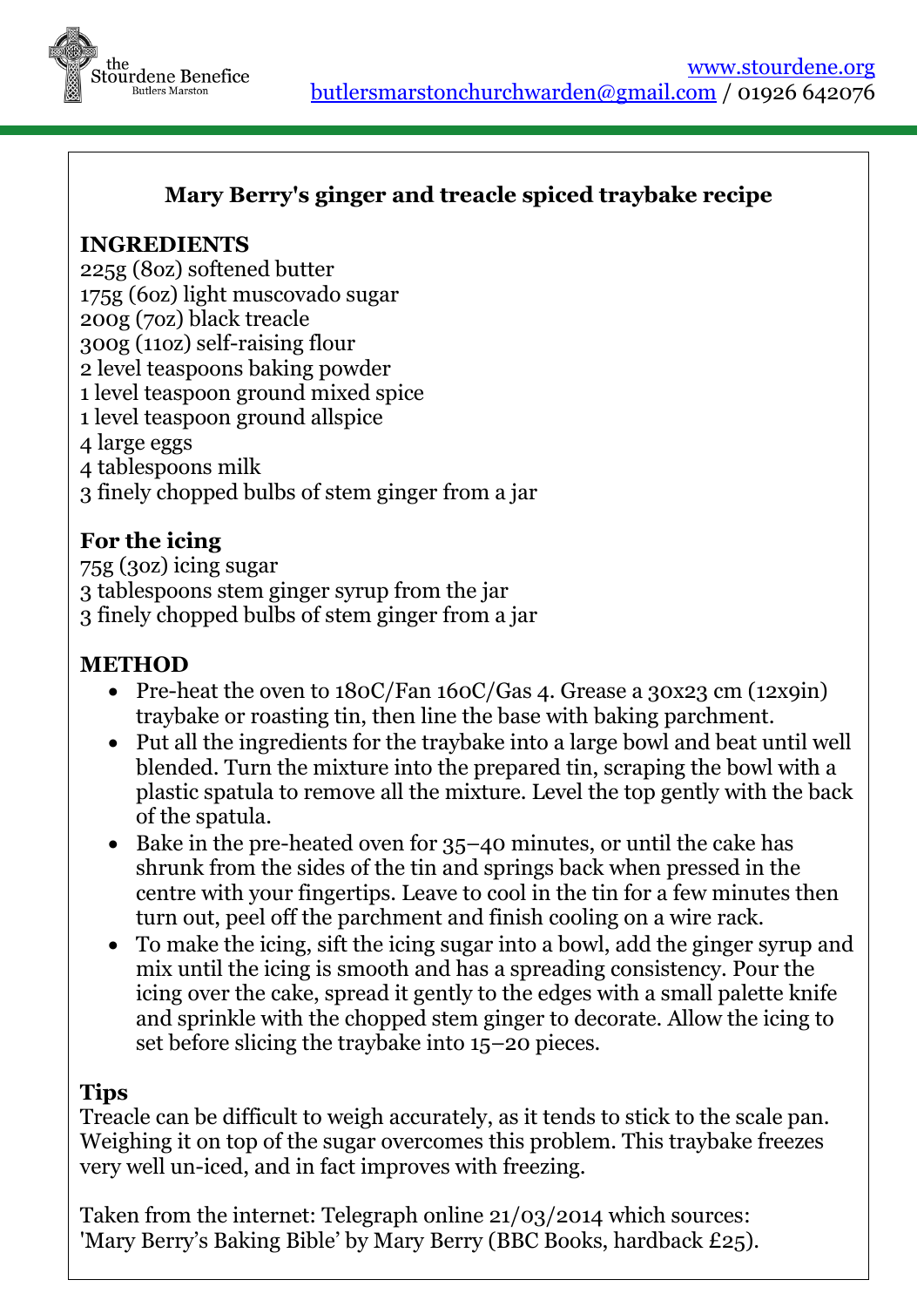# Mary Berry's ginger and treacle spiced traybake recipe

## INGREDIENTS

225g (8oz) softened butter
175g (6oz) light muscovado sugar
200g (7oz) black treacle
300g (11oz) self-raising flour
2 level teaspoons baking powder
1 level teaspoon ground mixed spice
1 level teaspoon ground allspice
4 large eggs
4 tablespoons milk
3 finely chopped bulbs of stem ginger from a jar

## For the icing

75g (3oz) icing sugar
3 tablespoons stem ginger syrup from the jar
3 finely chopped bulbs of stem ginger from a jar

## METHOD

- Pre-heat the oven to 180C/Fan 160C/Gas 4. Grease a 30x23 cm (12x9in) traybake or roasting tin, then line the base with baking parchment.
- Put all the ingredients for the traybake into a large bowl and beat until well blended. Turn the mixture into the prepared tin, scraping the bowl with a plastic spatula to remove all the mixture. Level the top gently with the back of the spatula.
- Bake in the pre-heated oven for 35–40 minutes, or until the cake has shrunk from the sides of the tin and springs back when pressed in the centre with your fingertips. Leave to cool in the tin for a few minutes then turn out, peel off the parchment and finish cooling on a wire rack.
- To make the icing, sift the icing sugar into a bowl, add the ginger syrup and mix until the icing is smooth and has a spreading consistency. Pour the icing over the cake, spread it gently to the edges with a small palette knife and sprinkle with the chopped stem ginger to decorate. Allow the icing to set before slicing the traybake into 15–20 pieces.

## Tips

Treacle can be difficult to weigh accurately, as it tends to stick to the scale pan. Weighing it on top of the sugar overcomes this problem. This traybake freezes very well un-iced, and in fact improves with freezing.

Taken from the internet: Telegraph online 21/03/2014 which sources: 'Mary Berry's Baking Bible' by Mary Berry (BBC Books, hardback £25).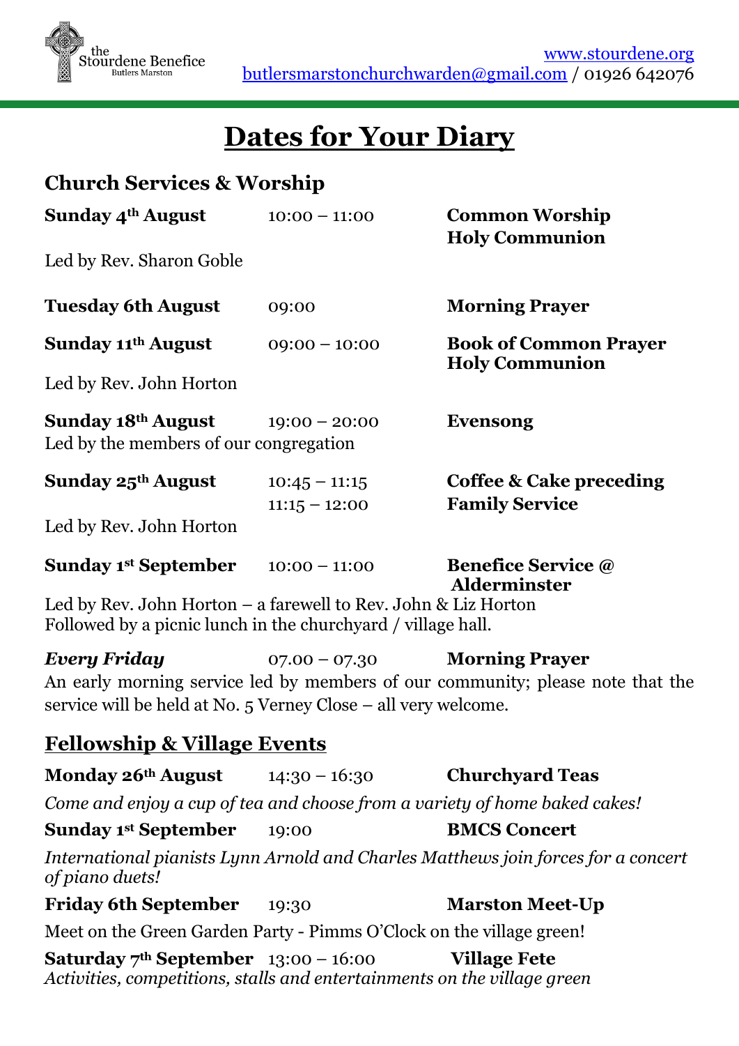the Stourdene Benefice
Butlers Marston

[www.stourdene.org](http://www.stourdene.org)
[butlersmarstonchurchwarden@gmail.com](mailto:butlersmarstonchurchwarden@gmail.com) / 01926 642076

# Dates for Your Diary

## Church Services & Worship

**Sunday 4th August** 10:00 – 11:00 **Common Worship Holy Communion**
Led by Rev. Sharon Goble

**Tuesday 6th August** 09:00 **Morning Prayer**

**Sunday 11th August** 09:00 – 10:00 **Book of Common Prayer Holy Communion**
Led by Rev. John Horton

**Sunday 18th August** 19:00 – 20:00 **Evensong**
Led by the members of our congregation

**Sunday 25th August** 10:45 – 11:15 **Coffee & Cake preceding**
11:15 – 12:00 **Family Service**
Led by Rev. John Horton

**Sunday 1st September** 10:00 – 11:00 **Benefice Service @ Alderminster**
Led by Rev. John Horton – a farewell to Rev. John & Liz Horton
Followed by a picnic lunch in the churchyard / village hall.

***Every Friday*** 07.00 – 07.30 **Morning Prayer**
An early morning service led by members of our community; please note that the service will be held at No. 5 Verney Close – all very welcome.

## Fellowship & Village Events

**Monday 26th August** 14:30 – 16:30 **Churchyard Teas**
*Come and enjoy a cup of tea and choose from a variety of home baked cakes!*

**Sunday 1st September** 19:00 **BMCS Concert**
*International pianists Lynn Arnold and Charles Matthews join forces for a concert of piano duets!*

**Friday 6th September** 19:30 **Marston Meet-Up**
Meet on the Green Garden Party - Pimms O'Clock on the village green!

**Saturday 7th September** 13:00 – 16:00 **Village Fete**
*Activities, competitions, stalls and entertainments on the village green*